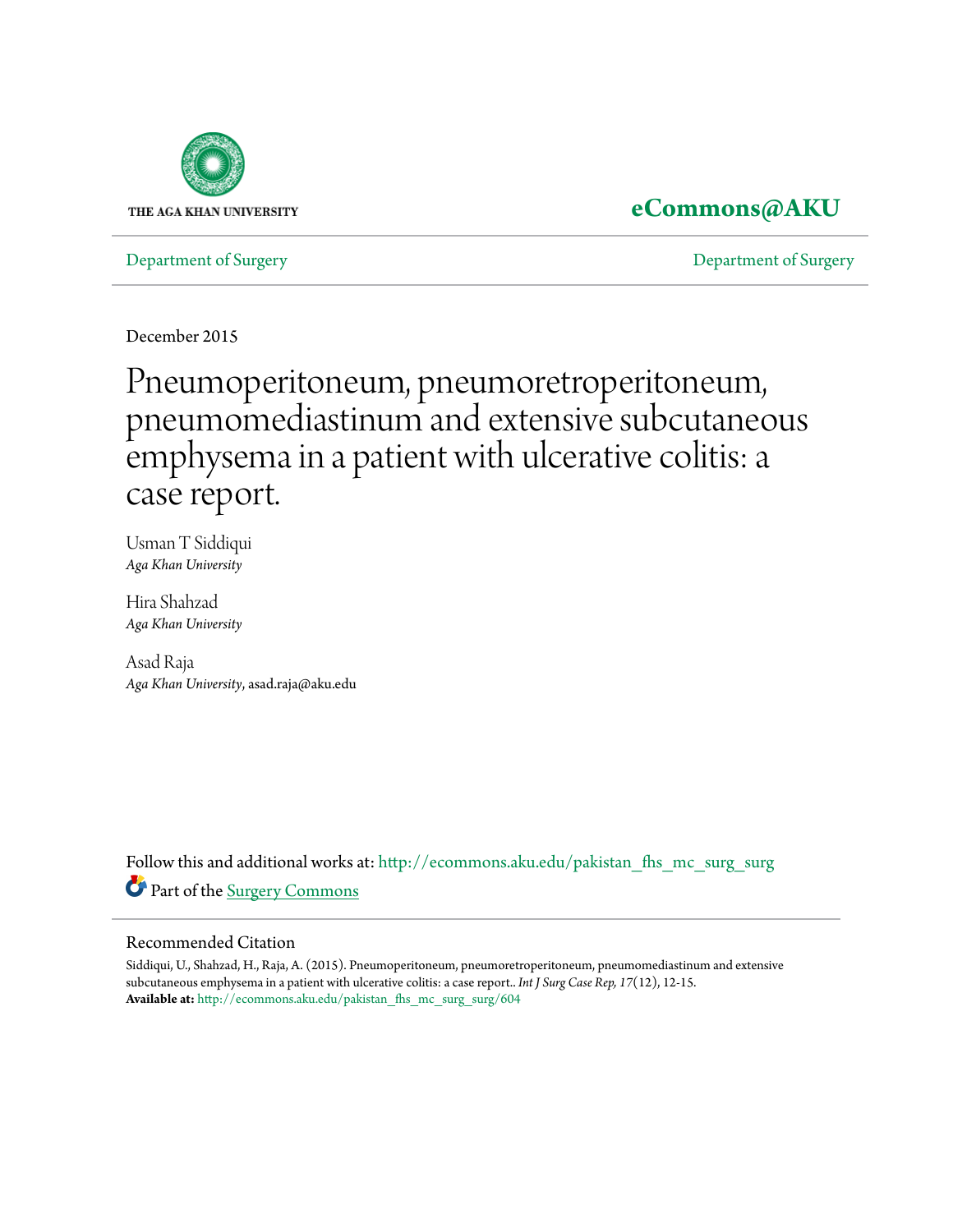THE AGA KHAN UNIVERSITY

**eCommons@AKU**

Department of Surgery | Department of Surgery

December 2015

# Pneumoperitoneum, pneumoretroperitoneum, pneumomediastinum and extensive subcutaneous emphysema in a patient with ulcerative colitis: a case report.

Usman T Siddiqui
*Aga Khan University*

Hira Shahzad
*Aga Khan University*

Asad Raja
*Aga Khan University*, asad.raja@aku.edu

Follow this and additional works at: http://ecommons.aku.edu/pakistan_fhs_mc_surg_surg

Part of the Surgery Commons

## Recommended Citation

Siddiqui, U., Shahzad, H., Raja, A. (2015). Pneumoperitoneum, pneumoretroperitoneum, pneumomediastinum and extensive subcutaneous emphysema in a patient with ulcerative colitis: a case report.. *Int J Surg Case Rep, 17*(12), 12-15.

**Available at:** http://ecommons.aku.edu/pakistan_fhs_mc_surg_surg/604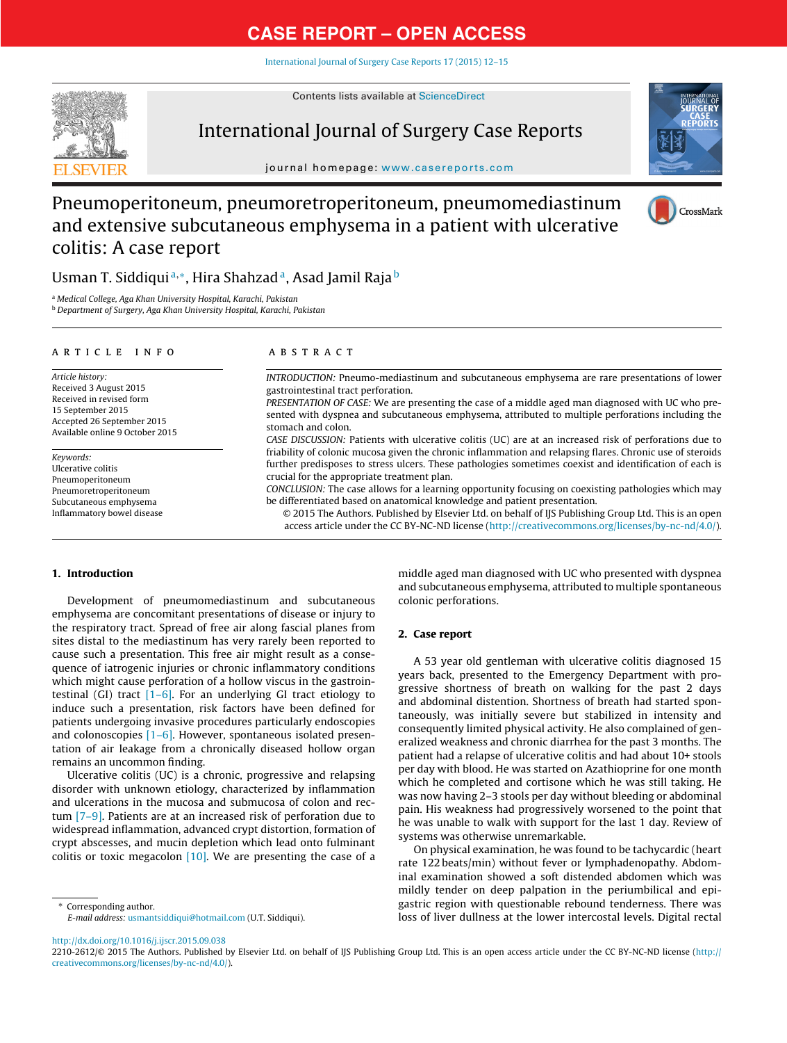CASE REPORT – OPEN ACCESS

# Pneumoperitoneum, pneumoretroperitoneum, pneumomediastinum and extensive subcutaneous emphysema in a patient with ulcerative colitis: A case report

Usman T. Siddiqui[a,*], Hira Shahzad[a], Asad Jamil Raja[b]

[a] Medical College, Aga Khan University Hospital, Karachi, Pakistan
[b] Department of Surgery, Aga Khan University Hospital, Karachi, Pakistan

## ARTICLE INFO

*Article history:*
Received 3 August 2015
Received in revised form
15 September 2015
Accepted 26 September 2015
Available online 9 October 2015

*Keywords:*
Ulcerative colitis
Pneumoperitoneum
Pneumoretroperitoneum
Subcutaneous emphysema
Inflammatory bowel disease

## ABSTRACT

*INTRODUCTION:* Pneumo-mediastinum and subcutaneous emphysema are rare presentations of lower gastrointestinal tract perforation.

*PRESENTATION OF CASE:* We are presenting the case of a middle aged man diagnosed with UC who presented with dyspnea and subcutaneous emphysema, attributed to multiple perforations including the stomach and colon.

*CASE DISCUSSION:* Patients with ulcerative colitis (UC) are at an increased risk of perforations due to friability of colonic mucosa given the chronic inflammation and relapsing flares. Chronic use of steroids further predisposes to stress ulcers. These pathologies sometimes coexist and identification of each is crucial for the appropriate treatment plan.

*CONCLUSION:* The case allows for a learning opportunity focusing on coexisting pathologies which may be differentiated based on anatomical knowledge and patient presentation.

© 2015 The Authors. Published by Elsevier Ltd. on behalf of IJS Publishing Group Ltd. This is an open access article under the CC BY-NC-ND license (http://creativecommons.org/licenses/by-nc-nd/4.0/).

## 1. Introduction

Development of pneumomediastinum and subcutaneous emphysema are concomitant presentations of disease or injury to the respiratory tract. Spread of free air along fascial planes from sites distal to the mediastinum has very rarely been reported to cause such a presentation. This free air might result as a consequence of iatrogenic injuries or chronic inflammatory conditions which might cause perforation of a hollow viscus in the gastrointestinal (GI) tract [1–6]. For an underlying GI tract etiology to induce such a presentation, risk factors have been defined for patients undergoing invasive procedures particularly endoscopies and colonoscopies [1–6]. However, spontaneous isolated presentation of air leakage from a chronically diseased hollow organ remains an uncommon finding.

Ulcerative colitis (UC) is a chronic, progressive and relapsing disorder with unknown etiology, characterized by inflammation and ulcerations in the mucosa and submucosa of colon and rectum [7–9]. Patients are at an increased risk of perforation due to widespread inflammation, advanced crypt distortion, formation of crypt abscesses, and mucin depletion which lead onto fulminant colitis or toxic megacolon [10]. We are presenting the case of a middle aged man diagnosed with UC who presented with dyspnea and subcutaneous emphysema, attributed to multiple spontaneous colonic perforations.

## 2. Case report

A 53 year old gentleman with ulcerative colitis diagnosed 15 years back, presented to the Emergency Department with progressive shortness of breath on walking for the past 2 days and abdominal distention. Shortness of breath had started spontaneously, was initially severe but stabilized in intensity and consequently limited physical activity. He also complained of generalized weakness and chronic diarrhea for the past 3 months. The patient had a relapse of ulcerative colitis and had about 10+ stools per day with blood. He was started on Azathioprine for one month which he completed and cortisone which he was still taking. He was now having 2–3 stools per day without bleeding or abdominal pain. His weakness had progressively worsened to the point that he was unable to walk with support for the last 1 day. Review of systems was otherwise unremarkable.

On physical examination, he was found to be tachycardic (heart rate 122 beats/min) without fever or lymphadenopathy. Abdominal examination showed a soft distended abdomen which was mildly tender on deep palpation in the periumbilical and epigastric region with questionable rebound tenderness. There was loss of liver dullness at the lower intercostal levels. Digital rectal

* Corresponding author.
*E-mail address:* usmantsiddiqui@hotmail.com (U.T. Siddiqui).

http://dx.doi.org/10.1016/j.ijscr.2015.09.038
2210-2612/© 2015 The Authors. Published by Elsevier Ltd. on behalf of IJS Publishing Group Ltd. This is an open access article under the CC BY-NC-ND license (http://creativecommons.org/licenses/by-nc-nd/4.0/).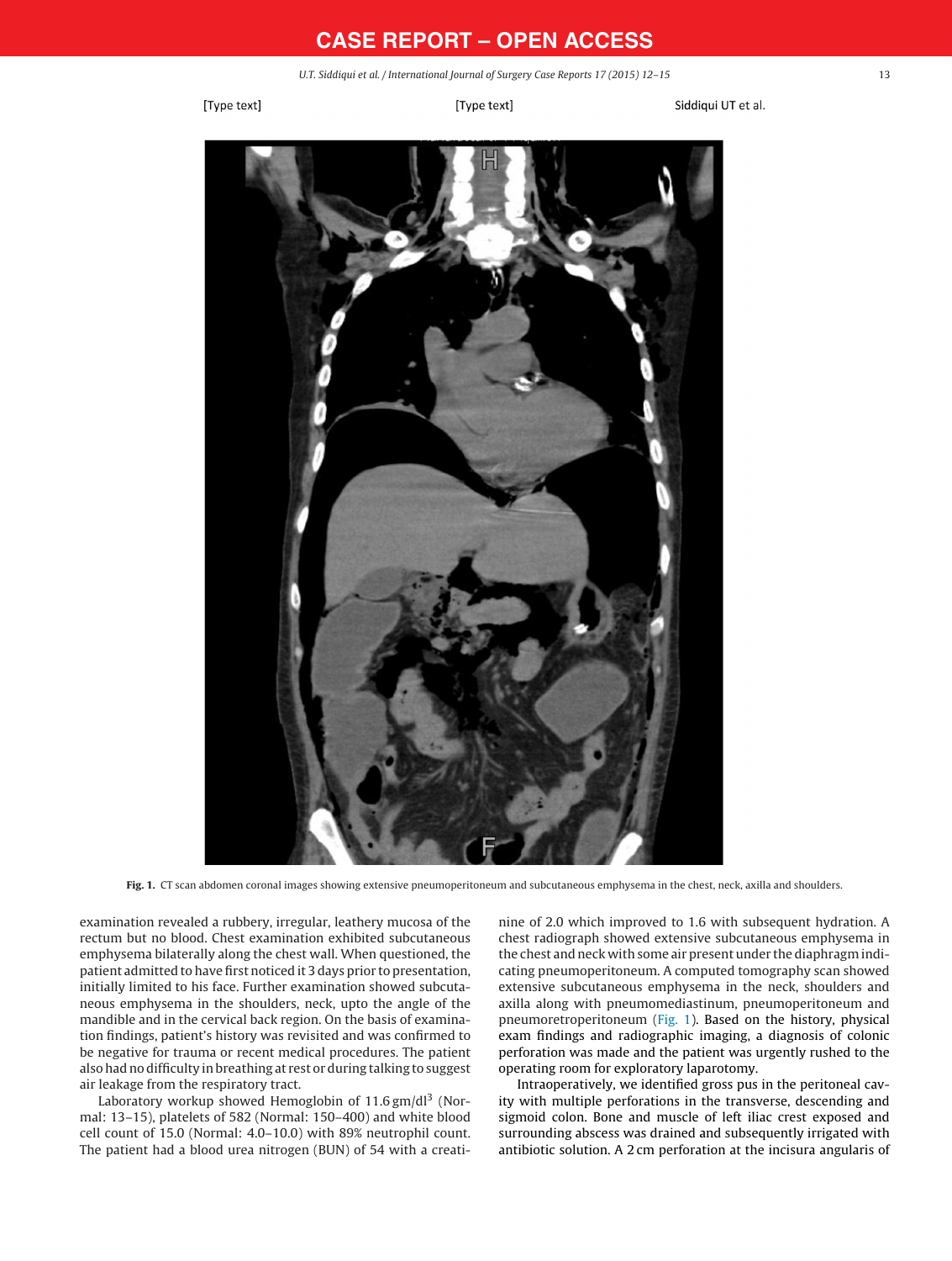Fig. 1. CT scan abdomen coronal images showing extensive pneumoperitoneum and subcutaneous emphysema in the chest, neck, axilla and shoulders.

examination revealed a rubbery, irregular, leathery mucosa of the rectum but no blood. Chest examination exhibited subcutaneous emphysema bilaterally along the chest wall. When questioned, the patient admitted to have first noticed it 3 days prior to presentation, initially limited to his face. Further examination showed subcutaneous emphysema in the shoulders, neck, upto the angle of the mandible and in the cervical back region. On the basis of examination findings, patient's history was revisited and was confirmed to be negative for trauma or recent medical procedures. The patient also had no difficulty in breathing at rest or during talking to suggest air leakage from the respiratory tract.

Laboratory workup showed Hemoglobin of 11.6 gm/dl$^3$ (Normal: 13–15), platelets of 582 (Normal: 150–400) and white blood cell count of 15.0 (Normal: 4.0–10.0) with 89% neutrophil count. The patient had a blood urea nitrogen (BUN) of 54 with a creatinine of 2.0 which improved to 1.6 with subsequent hydration. A chest radiograph showed extensive subcutaneous emphysema in the chest and neck with some air present under the diaphragm indicating pneumoperitoneum. A computed tomography scan showed extensive subcutaneous emphysema in the neck, shoulders and axilla along with pneumomediastinum, pneumoperitoneum and pneumoretroperitoneum (Fig. 1). Based on the history, physical exam findings and radiographic imaging, a diagnosis of colonic perforation was made and the patient was urgently rushed to the operating room for exploratory laparotomy.

Intraoperatively, we identified gross pus in the peritoneal cavity with multiple perforations in the transverse, descending and sigmoid colon. Bone and muscle of left iliac crest exposed and surrounding abscess was drained and subsequently irrigated with antibiotic solution. A 2 cm perforation at the incisura angularis of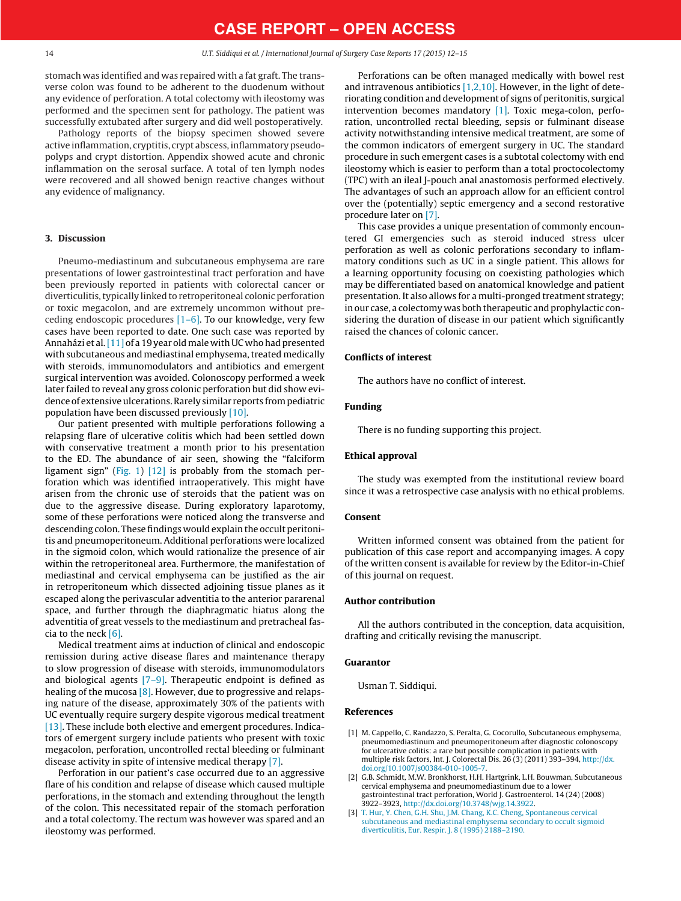stomach was identified and was repaired with a fat graft. The transverse colon was found to be adherent to the duodenum without any evidence of perforation. A total colectomy with ileostomy was performed and the specimen sent for pathology. The patient was successfully extubated after surgery and did well postoperatively.

Pathology reports of the biopsy specimen showed severe active inflammation, cryptitis, crypt abscess, inflammatory pseudo-polyps and crypt distortion. Appendix showed acute and chronic inflammation on the serosal surface. A total of ten lymph nodes were recovered and all showed benign reactive changes without any evidence of malignancy.

## 3. Discussion

Pneumo-mediastinum and subcutaneous emphysema are rare presentations of lower gastrointestinal tract perforation and have been previously reported in patients with colorectal cancer or diverticulitis, typically linked to retroperitoneal colonic perforation or toxic megacolon, and are extremely uncommon without preceding endoscopic procedures [1–6]. To our knowledge, very few cases have been reported to date. One such case was reported by Annaházi et al. [11] of a 19 year old male with UC who had presented with subcutaneous and mediastinal emphysema, treated medically with steroids, immunomodulators and antibiotics and emergent surgical intervention was avoided. Colonoscopy performed a week later failed to reveal any gross colonic perforation but did show evidence of extensive ulcerations. Rarely similar reports from pediatric population have been discussed previously [10].

Our patient presented with multiple perforations following a relapsing flare of ulcerative colitis which had been settled down with conservative treatment a month prior to his presentation to the ED. The abundance of air seen, showing the "falciform ligament sign" (Fig. 1) [12] is probably from the stomach perforation which was identified intraoperatively. This might have arisen from the chronic use of steroids that the patient was on due to the aggressive disease. During exploratory laparotomy, some of these perforations were noticed along the transverse and descending colon. These findings would explain the occult peritonitis and pneumoperitoneum. Additional perforations were localized in the sigmoid colon, which would rationalize the presence of air within the retroperitoneal area. Furthermore, the manifestation of mediastinal and cervical emphysema can be justified as the air in retroperitoneum which dissected adjoining tissue planes as it escaped along the perivascular adventitia to the anterior pararenal space, and further through the diaphragmatic hiatus along the adventitia of great vessels to the mediastinum and pretracheal fascia to the neck [6].

Medical treatment aims at induction of clinical and endoscopic remission during active disease flares and maintenance therapy to slow progression of disease with steroids, immunomodulators and biological agents [7–9]. Therapeutic endpoint is defined as healing of the mucosa [8]. However, due to progressive and relapsing nature of the disease, approximately 30% of the patients with UC eventually require surgery despite vigorous medical treatment [13]. These include both elective and emergent procedures. Indicators of emergent surgery include patients who present with toxic megacolon, perforation, uncontrolled rectal bleeding or fulminant disease activity in spite of intensive medical therapy [7].

Perforation in our patient's case occurred due to an aggressive flare of his condition and relapse of disease which caused multiple perforations, in the stomach and extending throughout the length of the colon. This necessitated repair of the stomach perforation and a total colectomy. The rectum was however was spared and an ileostomy was performed.

Perforations can be often managed medically with bowel rest and intravenous antibiotics [1,2,10]. However, in the light of deteriorating condition and development of signs of peritonitis, surgical intervention becomes mandatory [1]. Toxic mega-colon, perforation, uncontrolled rectal bleeding, sepsis or fulminant disease activity notwithstanding intensive medical treatment, are some of the common indicators of emergent surgery in UC. The standard procedure in such emergent cases is a subtotal colectomy with end ileostomy which is easier to perform than a total proctocolectomy (TPC) with an ileal J-pouch anal anastomosis performed electively. The advantages of such an approach allow for an efficient control over the (potentially) septic emergency and a second restorative procedure later on [7].

This case provides a unique presentation of commonly encountered GI emergencies such as steroid induced stress ulcer perforation as well as colonic perforations secondary to inflammatory conditions such as UC in a single patient. This allows for a learning opportunity focusing on coexisting pathologies which may be differentiated based on anatomical knowledge and patient presentation. It also allows for a multi-pronged treatment strategy; in our case, a colectomy was both therapeutic and prophylactic considering the duration of disease in our patient which significantly raised the chances of colonic cancer.

## Conflicts of interest

The authors have no conflict of interest.

## Funding

There is no funding supporting this project.

## Ethical approval

The study was exempted from the institutional review board since it was a retrospective case analysis with no ethical problems.

## Consent

Written informed consent was obtained from the patient for publication of this case report and accompanying images. A copy of the written consent is available for review by the Editor-in-Chief of this journal on request.

## Author contribution

All the authors contributed in the conception, data acquisition, drafting and critically revising the manuscript.

## Guarantor

Usman T. Siddiqui.

## References

[1] M. Cappello, C. Randazzo, S. Peralta, G. Cocorullo, Subcutaneous emphysema, pneumomediastinum and pneumoperitoneum after diagnostic colonoscopy for ulcerative colitis: a rare but possible complication in patients with multiple risk factors, Int. J. Colorectal Dis. 26 (3) (2011) 393–394, http://dx.doi.org/10.1007/s00384-010-1005-7.

[2] G.B. Schmidt, M.W. Bronkhorst, H.H. Hartgrink, L.H. Bouwman, Subcutaneous cervical emphysema and pneumomediastinum due to a lower gastrointestinal tract perforation, World J. Gastroenterol. 14 (24) (2008) 3922–3923, http://dx.doi.org/10.3748/wjg.14.3922.

[3] T. Hur, Y. Chen, G.H. Shu, J.M. Chang, K.C. Cheng, Spontaneous cervical subcutaneous and mediastinal emphysema secondary to occult sigmoid diverticulitis, Eur. Respir. J. 8 (1995) 2188–2190.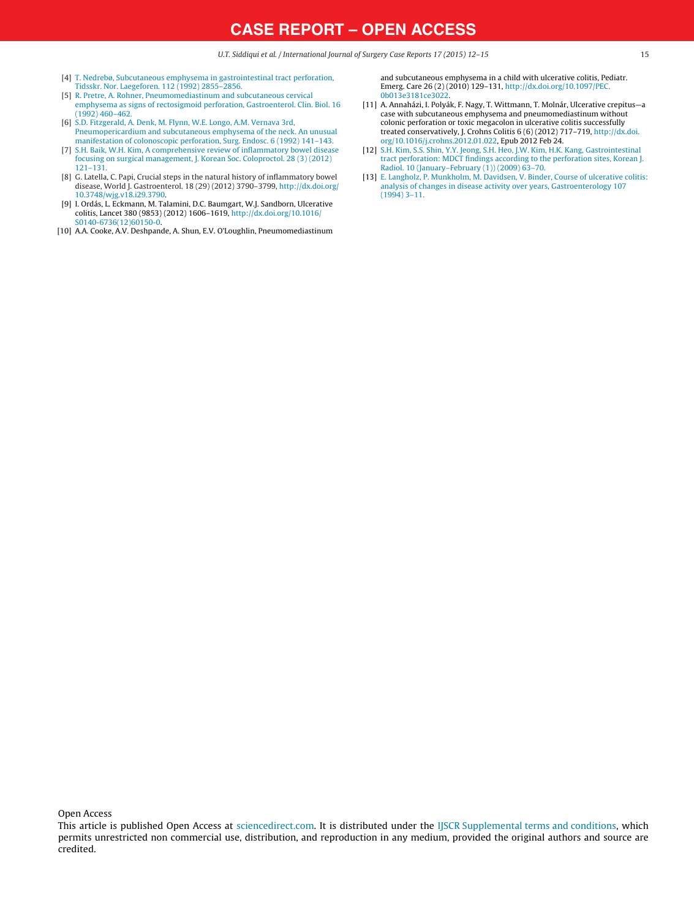[4] T. Nedrebø, Subcutaneous emphysema in gastrointestinal tract perforation, Tidsskr. Nor. Laegeforen. 112 (1992) 2855–2856.

[5] R. Pretre, A. Rohner, Pneumomediastinum and subcutaneous cervical emphysema as signs of rectosigmoid perforation, Gastroenterol. Clin. Biol. 16 (1992) 460–462.

[6] S.D. Fitzgerald, A. Denk, M. Flynn, W.E. Longo, A.M. Vernava 3rd, Pneumopericardium and subcutaneous emphysema of the neck. An unusual manifestation of colonoscopic perforation, Surg. Endosc. 6 (1992) 141–143.

[7] S.H. Baik, W.H. Kim, A comprehensive review of inflammatory bowel disease focusing on surgical management, J. Korean Soc. Coloproctol. 28 (3) (2012) 121–131.

[8] G. Latella, C. Papi, Crucial steps in the natural history of inflammatory bowel disease, World J. Gastroenterol. 18 (29) (2012) 3790–3799, http://dx.doi.org/10.3748/wjg.v18.i29.3790.

[9] I. Ordás, L. Eckmann, M. Talamini, D.C. Baumgart, W.J. Sandborn, Ulcerative colitis, Lancet 380 (9853) (2012) 1606–1619, http://dx.doi.org/10.1016/S0140-6736(12)60150-0.

[10] A.A. Cooke, A.V. Deshpande, A. Shun, E.V. O'Loughlin, Pneumomediastinum and subcutaneous emphysema in a child with ulcerative colitis, Pediatr. Emerg. Care 26 (2) (2010) 129–131, http://dx.doi.org/10.1097/PEC.0b013e3181ce3022.

[11] A. Annaházi, I. Polyák, F. Nagy, T. Wittmann, T. Molnár, Ulcerative crepitus—a case with subcutaneous emphysema and pneumomediastinum without colonic perforation or toxic megacolon in ulcerative colitis successfully treated conservatively, J. Crohns Colitis 6 (6) (2012) 717–719, http://dx.doi.org/10.1016/j.crohns.2012.01.022, Epub 2012 Feb 24.

[12] S.H. Kim, S.S. Shin, Y.Y. Jeong, S.H. Heo, J.W. Kim, H.K. Kang, Gastrointestinal tract perforation: MDCT findings according to the perforation sites, Korean J. Radiol. 10 (January–February (1)) (2009) 63–70.

[13] E. Langholz, P. Munkholm, M. Davidsen, V. Binder, Course of ulcerative colitis: analysis of changes in disease activity over years, Gastroenterology 107 (1994) 3–11.

Open Access

This article is published Open Access at sciencedirect.com. It is distributed under the IJSCR Supplemental terms and conditions, which permits unrestricted non commercial use, distribution, and reproduction in any medium, provided the original authors and source are credited.